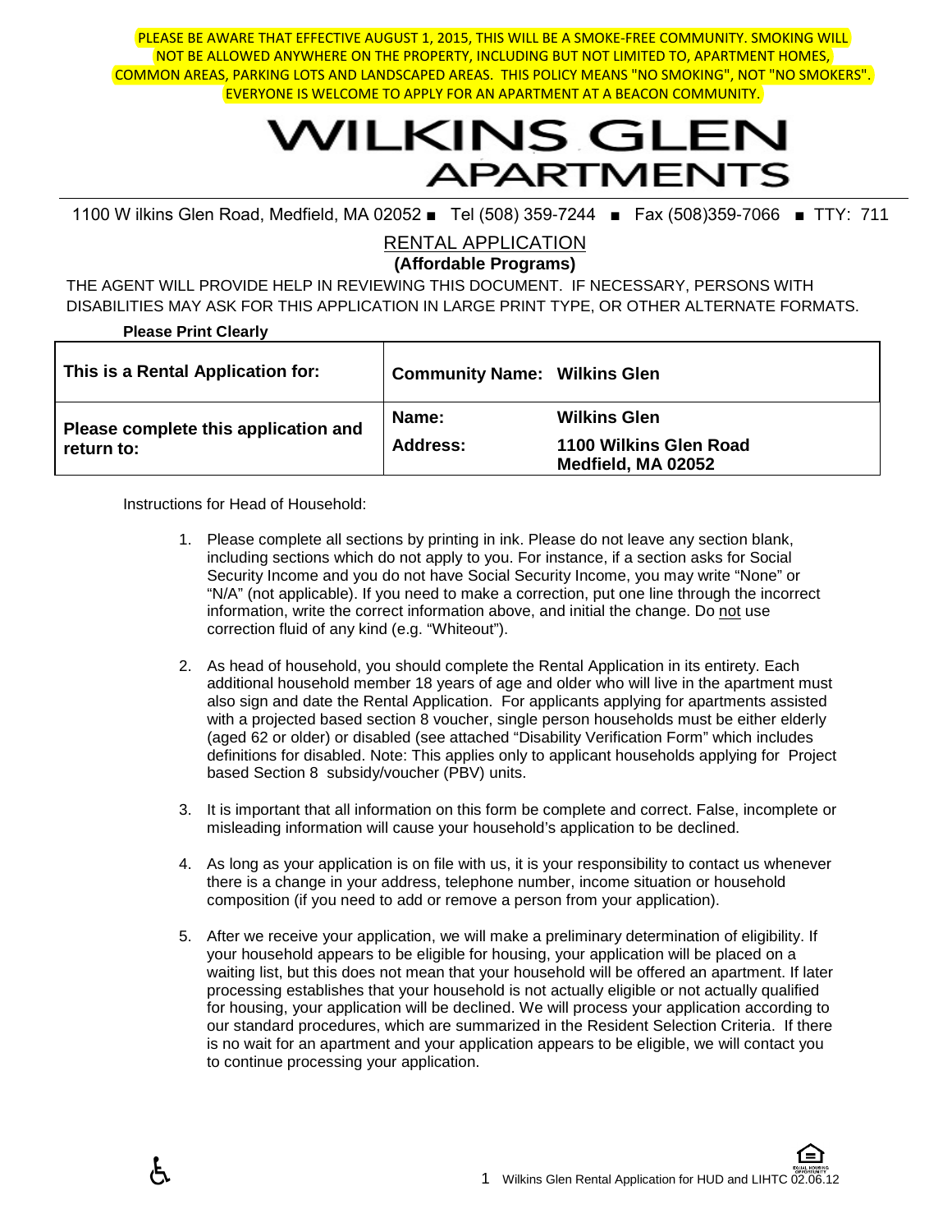PLEASE BE AWARE THAT EFFECTIVE AUGUST 1, 2015, THIS WILL BE A SMOKE-FREE COMMUNITY. SMOKING WILL NOT BE ALLOWED ANYWHERE ON THE PROPERTY, INCLUDING BUT NOT LIMITED TO, APARTMENT HOMES, COMMON AREAS, PARKING LOTS AND LANDSCAPED AREAS. THIS POLICY MEANS "NO SMOKING", NOT "NO SMOKERS". EVERYONE IS WELCOME TO APPLY FOR AN APARTMENT AT A BEACON COMMUNITY.

# WILKINS GLEN APARTMENTS

1100 W ilkins Glen Road, Medfield, MA 02052 ■ Tel (508) 359-7244 ■ Fax (508)359-7066 ■ TTY: 711

## RENTAL APPLICATION

**(Affordable Programs)**

THE AGENT WILL PROVIDE HELP IN REVIEWING THIS DOCUMENT. IF NECESSARY, PERSONS WITH DISABILITIES MAY ASK FOR THIS APPLICATION IN LARGE PRINT TYPE, OR OTHER ALTERNATE FORMATS.

**Please Print Clearly**

| **This is a Rental Application for:** | **Community Name: Wilkins Glen** | |
|---|---|---|
| **Please complete this application and return to:** | **Name:**<br>**Address:** | **Wilkins Glen**<br>**1100 Wilkins Glen Road**<br>**Medfield, MA 02052** |

Instructions for Head of Household:

1. Please complete all sections by printing in ink. Please do not leave any section blank, including sections which do not apply to you. For instance, if a section asks for Social Security Income and you do not have Social Security Income, you may write "None" or "N/A" (not applicable). If you need to make a correction, put one line through the incorrect information, write the correct information above, and initial the change. Do not use correction fluid of any kind (e.g. "Whiteout").

2. As head of household, you should complete the Rental Application in its entirety. Each additional household member 18 years of age and older who will live in the apartment must also sign and date the Rental Application. For applicants applying for apartments assisted with a projected based section 8 voucher, single person households must be either elderly (aged 62 or older) or disabled (see attached "Disability Verification Form" which includes definitions for disabled. Note: This applies only to applicant households applying for Project based Section 8 subsidy/voucher (PBV) units.

3. It is important that all information on this form be complete and correct. False, incomplete or misleading information will cause your household's application to be declined.

4. As long as your application is on file with us, it is your responsibility to contact us whenever there is a change in your address, telephone number, income situation or household composition (if you need to add or remove a person from your application).

5. After we receive your application, we will make a preliminary determination of eligibility. If your household appears to be eligible for housing, your application will be placed on a waiting list, but this does not mean that your household will be offered an apartment. If later processing establishes that your household is not actually eligible or not actually qualified for housing, your application will be declined. We will process your application according to our standard procedures, which are summarized in the Resident Selection Criteria. If there is no wait for an apartment and your application appears to be eligible, we will contact you to continue processing your application.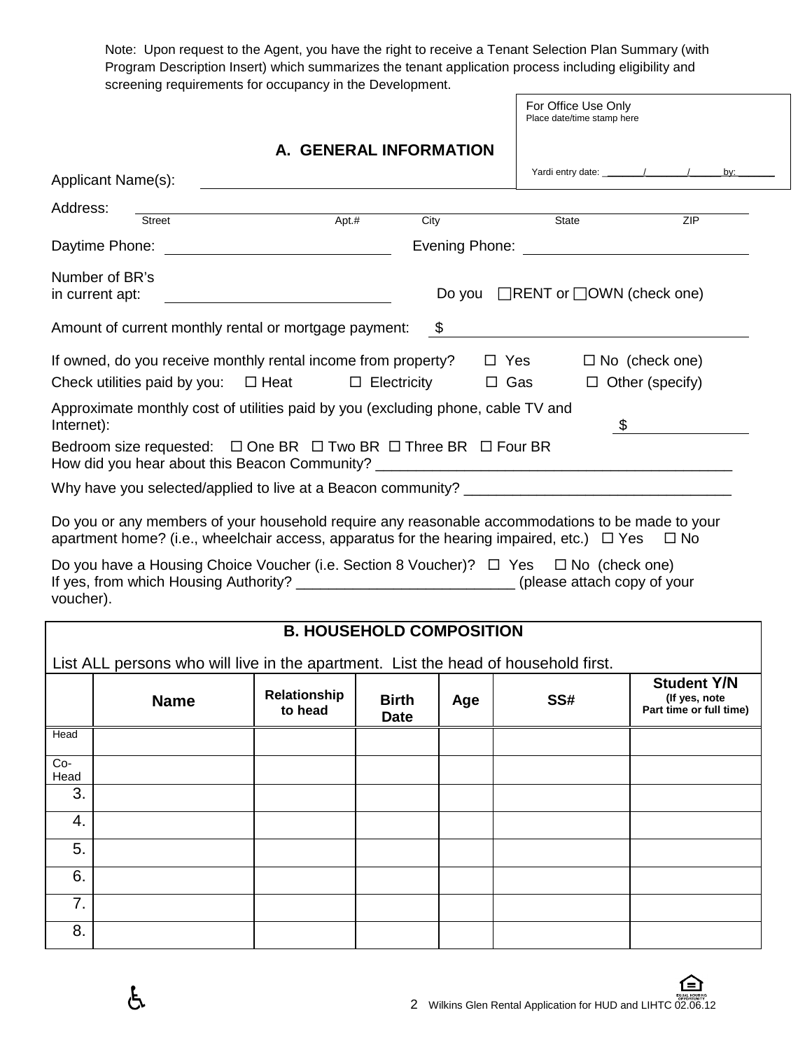Note: Upon request to the Agent, you have the right to receive a Tenant Selection Plan Summary (with Program Description Insert) which summarizes the tenant application process including eligibility and screening requirements for occupancy in the Development.

For Office Use Only
Place date/time stamp here

Yardi entry date: ______/______/______ by: ______

## A. GENERAL INFORMATION

Applicant Name(s): ____________________

Address: ____________________
Street / Apt.# / City / State / ZIP

Daytime Phone: ____________________ Evening Phone: ____________________

Number of BR's in current apt: ____________________ Do you ☐RENT or ☐OWN (check one)

Amount of current monthly rental or mortgage payment: $ ____________________

If owned, do you receive monthly rental income from property? ☐ Yes ☐ No (check one)

Check utilities paid by you: ☐ Heat ☐ Electricity ☐ Gas ☐ Other (specify)

Approximate monthly cost of utilities paid by you (excluding phone, cable TV and Internet): $ ____________

Bedroom size requested: ☐ One BR ☐ Two BR ☐ Three BR ☐ Four BR

How did you hear about this Beacon Community? ____________________

Why have you selected/applied to live at a Beacon community? ____________________

Do you or any members of your household require any reasonable accommodations to be made to your apartment home? (i.e., wheelchair access, apparatus for the hearing impaired, etc.) ☐ Yes ☐ No

Do you have a Housing Choice Voucher (i.e. Section 8 Voucher)? ☐ Yes ☐ No (check one)
If yes, from which Housing Authority? __________________________ (please attach copy of your voucher).

## B. HOUSEHOLD COMPOSITION

List ALL persons who will live in the apartment. List the head of household first.

| | Name | Relationship to head | Birth Date | Age | SS# | Student Y/N (If yes, note Part time or full time) |
|---|---|---|---|---|---|---|
| Head | | | | | | |
| Co-Head | | | | | | |
| 3. | | | | | | |
| 4. | | | | | | |
| 5. | | | | | | |
| 6. | | | | | | |
| 7. | | | | | | |
| 8. | | | | | | |

Wilkins Glen Rental Application for HUD and LIHTC 02.06.12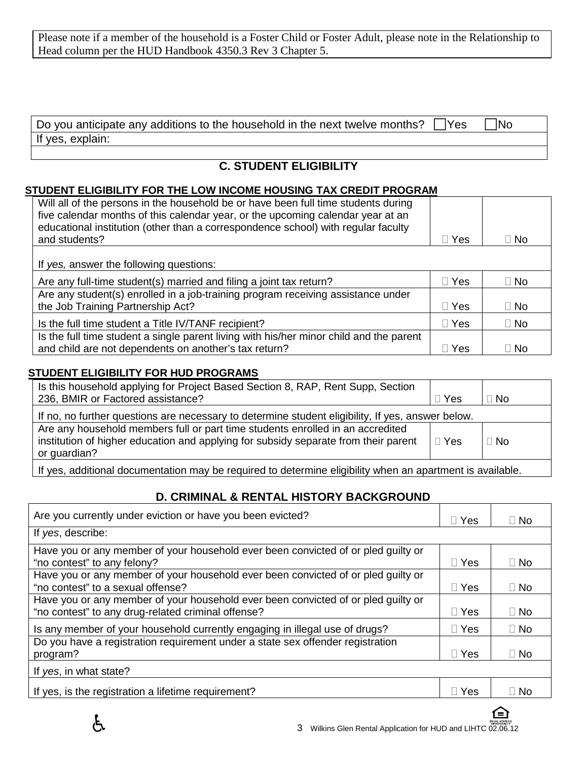Please note if a member of the household is a Foster Child or Foster Adult, please note in the Relationship to Head column per the HUD Handbook 4350.3 Rev 3 Chapter 5.

| Do you anticipate any additions to the household in the next twelve months? ☐Yes ☐No |
|---|
| If yes, explain: |
| |

## C. STUDENT ELIGIBILITY

**STUDENT ELIGIBILITY FOR THE LOW INCOME HOUSING TAX CREDIT PROGRAM**

| | | |
|---|---|---|
| Will all of the persons in the household be or have been full time students during five calendar months of this calendar year, or the upcoming calendar year at an educational institution (other than a correspondence school) with regular faculty and students? | ☐ Yes | ☐ No |
| If *yes,* answer the following questions: | | |
| Are any full-time student(s) married and filing a joint tax return? | ☐ Yes | ☐ No |
| Are any student(s) enrolled in a job-training program receiving assistance under the Job Training Partnership Act? | ☐ Yes | ☐ No |
| Is the full time student a Title IV/TANF recipient? | ☐ Yes | ☐ No |
| Is the full time student a single parent living with his/her minor child and the parent and child are not dependents on another's tax return? | ☐ Yes | ☐ No |

**STUDENT ELIGIBILITY FOR HUD PROGRAMS**

| | | |
|---|---|---|
| Is this household applying for Project Based Section 8, RAP, Rent Supp, Section 236, BMIR or Factored assistance? | ☐ Yes | ☐ No |
| If no, no further questions are necessary to determine student eligibility, If yes, answer below. | | |
| Are any household members full or part time students enrolled in an accredited institution of higher education and applying for subsidy separate from their parent or guardian? | ☐ Yes | ☐ No |
| If yes, additional documentation may be required to determine eligibility when an apartment is available. | | |

## D. CRIMINAL & RENTAL HISTORY BACKGROUND

| | | |
|---|---|---|
| Are you currently under eviction or have you been evicted? | ☐ Yes | ☐ No |
| If *yes*, describe: | | |
| Have you or any member of your household ever been convicted of or pled guilty or "no contest" to any felony? | ☐ Yes | ☐ No |
| Have you or any member of your household ever been convicted of or pled guilty or "no contest" to a sexual offense? | ☐ Yes | ☐ No |
| Have you or any member of your household ever been convicted of or pled guilty or "no contest" to any drug-related criminal offense? | ☐ Yes | ☐ No |
| Is any member of your household currently engaging in illegal use of drugs? | ☐ Yes | ☐ No |
| Do you have a registration requirement under a state sex offender registration program? | ☐ Yes | ☐ No |
| If *yes*, in what state? | | |
| If yes, is the registration a lifetime requirement? | ☐ Yes | ☐ No |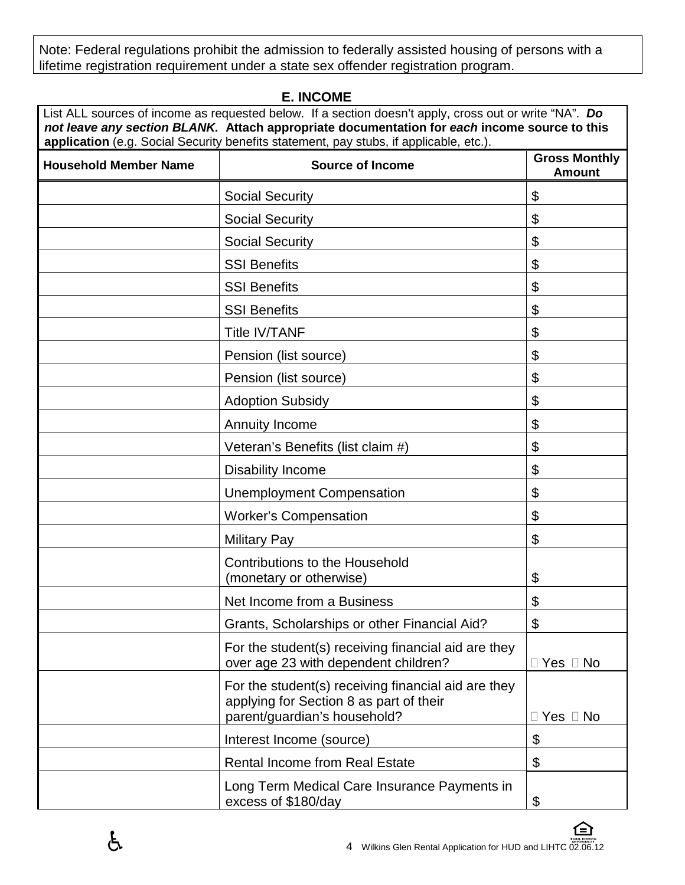Note: Federal regulations prohibit the admission to federally assisted housing of persons with a lifetime registration requirement under a state sex offender registration program.

## E. INCOME

List ALL sources of income as requested below. If a section doesn't apply, cross out or write "NA". ***Do not leave any section BLANK.*** **Attach appropriate documentation for *each* income source to this application** (e.g. Social Security benefits statement, pay stubs, if applicable, etc.).

| Household Member Name | Source of Income | Gross Monthly Amount |
|---|---|---|
| | Social Security | $ |
| | Social Security | $ |
| | Social Security | $ |
| | SSI Benefits | $ |
| | SSI Benefits | $ |
| | SSI Benefits | $ |
| | Title IV/TANF | $ |
| | Pension (list source) | $ |
| | Pension (list source) | $ |
| | Adoption Subsidy | $ |
| | Annuity Income | $ |
| | Veteran's Benefits (list claim #) | $ |
| | Disability Income | $ |
| | Unemployment Compensation | $ |
| | Worker's Compensation | $ |
| | Military Pay | $ |
| | Contributions to the Household (monetary or otherwise) | $ |
| | Net Income from a Business | $ |
| | Grants, Scholarships or other Financial Aid? | $ |
| | For the student(s) receiving financial aid are they over age 23 with dependent children? | ☐ Yes ☐ No |
| | For the student(s) receiving financial aid are they applying for Section 8 as part of their parent/guardian's household? | ☐ Yes ☐ No |
| | Interest Income (source) | $ |
| | Rental Income from Real Estate | $ |
| | Long Term Medical Care Insurance Payments in excess of $180/day | $ |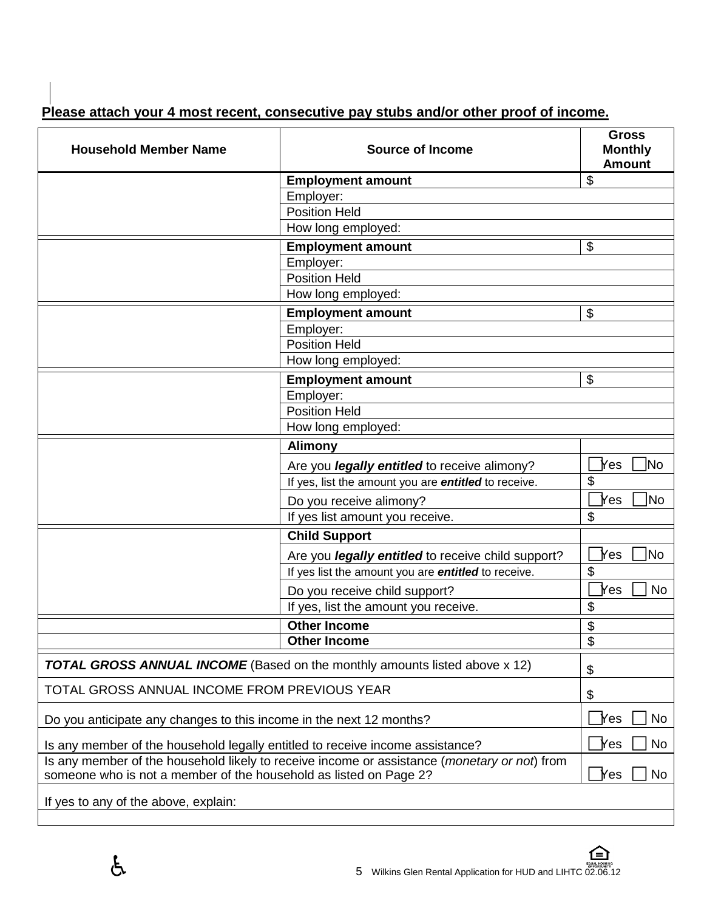**Please attach your 4 most recent, consecutive pay stubs and/or other proof of income.**

| Household Member Name | Source of Income | Gross Monthly Amount |
|---|---|---|
| | **Employment amount** | $ |
| | Employer: | |
| | Position Held | |
| | How long employed: | |
| | **Employment amount** | $ |
| | Employer: | |
| | Position Held | |
| | How long employed: | |
| | **Employment amount** | $ |
| | Employer: | |
| | Position Held | |
| | How long employed: | |
| | **Employment amount** | $ |
| | Employer: | |
| | Position Held | |
| | How long employed: | |
| | **Alimony** | |
| | Are you ***legally entitled*** to receive alimony? | ☐ Yes ☐ No |
| | If yes, list the amount you are ***entitled*** to receive. | $ |
| | Do you receive alimony? | ☐ Yes ☐ No |
| | If yes list amount you receive. | $ |
| | **Child Support** | |
| | Are you ***legally entitled*** to receive child support? | ☐ Yes ☐ No |
| | If yes list the amount you are ***entitled*** to receive. | $ |
| | Do you receive child support? | ☐ Yes ☐ No |
| | If yes, list the amount you receive. | $ |
| | **Other Income** | $ |
| | **Other Income** | $ |

| | |
|---|---|
| ***TOTAL GROSS ANNUAL INCOME*** (Based on the monthly amounts listed above x 12) | $ |
| TOTAL GROSS ANNUAL INCOME FROM PREVIOUS YEAR | $ |
| Do you anticipate any changes to this income in the next 12 months? | ☐ Yes ☐ No |
| Is any member of the household legally entitled to receive income assistance? | ☐ Yes ☐ No |
| Is any member of the household likely to receive income or assistance (*monetary or not*) from someone who is not a member of the household as listed on Page 2? | ☐ Yes ☐ No |
| If yes to any of the above, explain: | |
| | |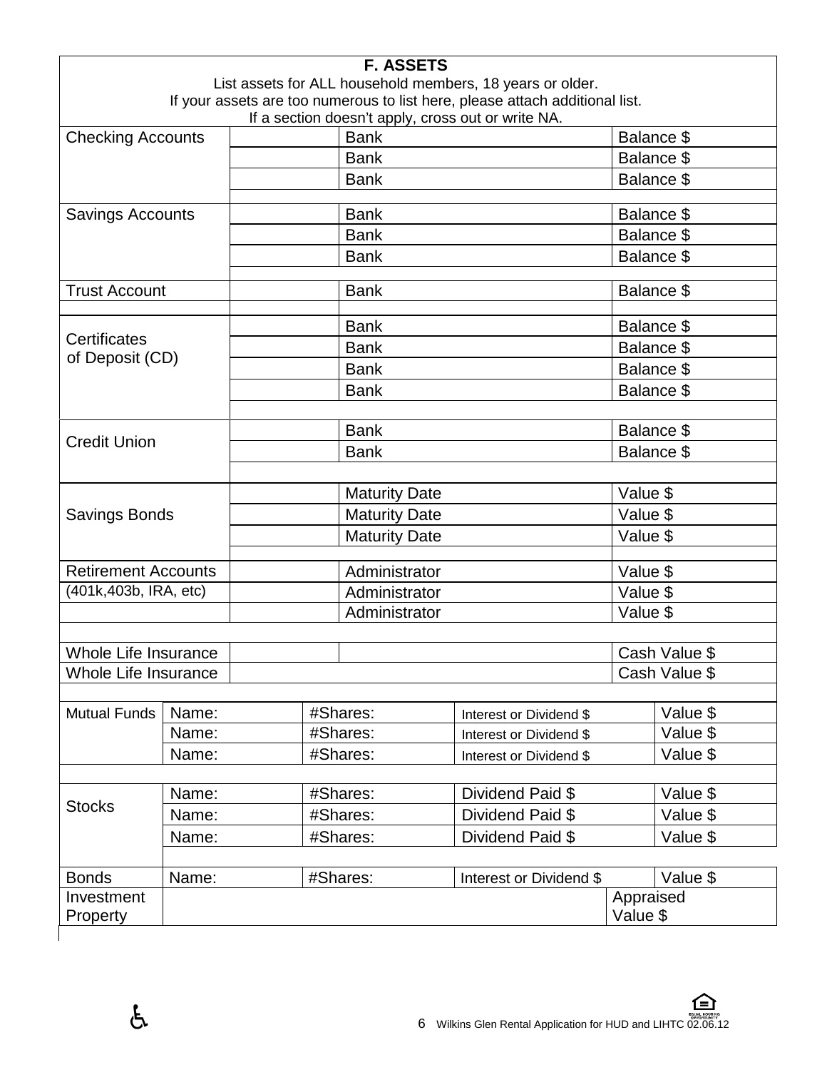## F. ASSETS

List assets for ALL household members, 18 years or older.
If your assets are too numerous to list here, please attach additional list.
If a section doesn't apply, cross out or write NA.

| | | | | |
|---|---|---|---|---|
| Checking Accounts | | Bank | | Balance $ |
| | | Bank | | Balance $ |
| | | Bank | | Balance $ |
| Savings Accounts | | Bank | | Balance $ |
| | | Bank | | Balance $ |
| | | Bank | | Balance $ |
| Trust Account | | Bank | | Balance $ |
| Certificates of Deposit (CD) | | Bank | | Balance $ |
| | | Bank | | Balance $ |
| | | Bank | | Balance $ |
| | | Bank | | Balance $ |
| Credit Union | | Bank | | Balance $ |
| | | Bank | | Balance $ |
| Savings Bonds | | Maturity Date | | Value $ |
| | | Maturity Date | | Value $ |
| | | Maturity Date | | Value $ |
| Retirement Accounts (401k,403b, IRA, etc) | | Administrator | | Value $ |
| | | Administrator | | Value $ |
| | | Administrator | | Value $ |
| Whole Life Insurance | | | | Cash Value $ |
| Whole Life Insurance | | | | Cash Value $ |

| | | | | |
|---|---|---|---|---|
| Mutual Funds | Name: | #Shares: | Interest or Dividend $ | Value $ |
| | Name: | #Shares: | Interest or Dividend $ | Value $ |
| | Name: | #Shares: | Interest or Dividend $ | Value $ |
| Stocks | Name: | #Shares: | Dividend Paid $ | Value $ |
| | Name: | #Shares: | Dividend Paid $ | Value $ |
| | Name: | #Shares: | Dividend Paid $ | Value $ |
| Bonds | Name: | #Shares: | Interest or Dividend $ | Value $ |
| Investment Property | | | | Appraised Value $ |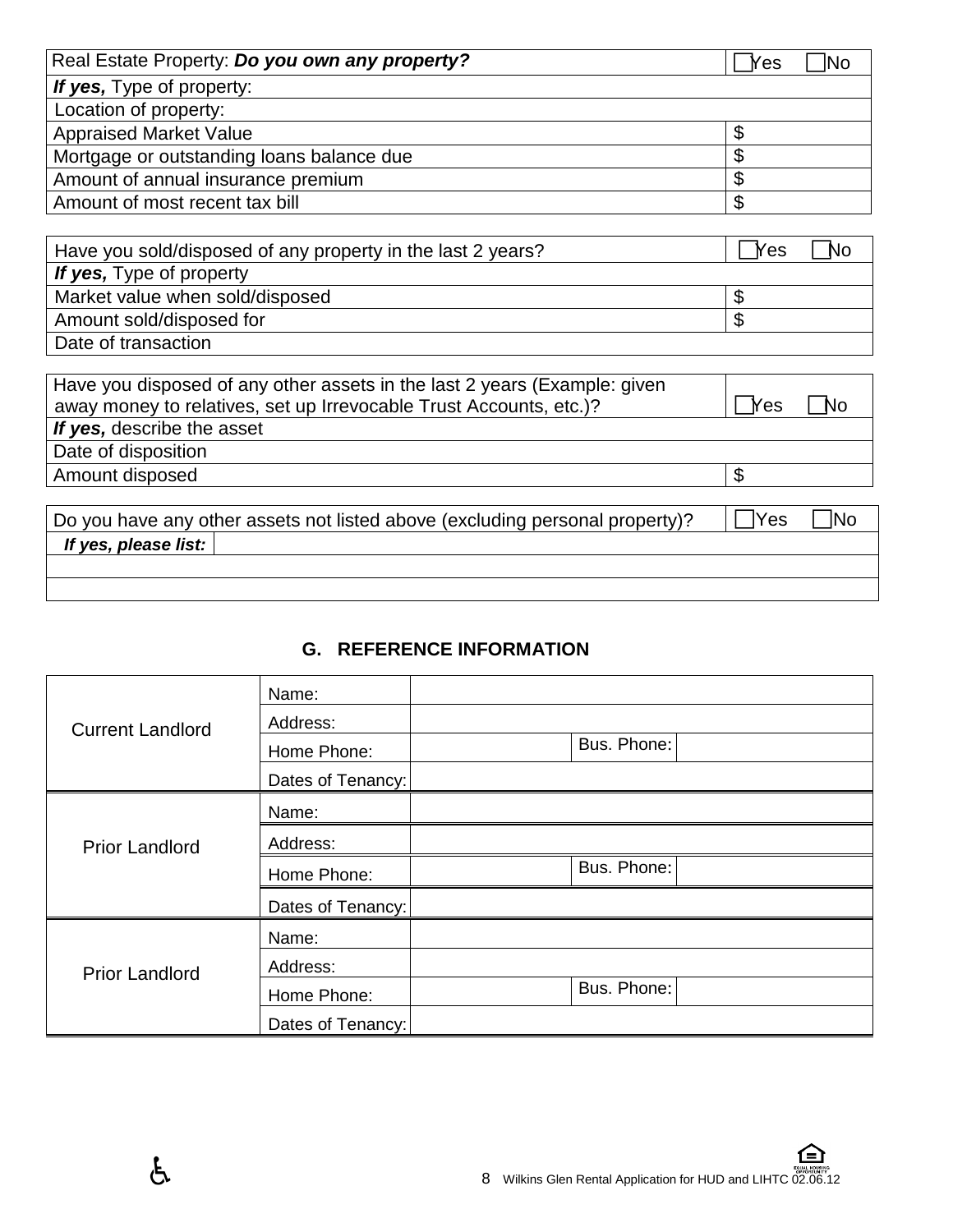| Real Estate Property: ***Do you own any property?*** | ☐Yes ☐No |
|---|---|
| ***If yes,*** Type of property: | |
| Location of property: | |
| Appraised Market Value | $ |
| Mortgage or outstanding loans balance due | $ |
| Amount of annual insurance premium | $ |
| Amount of most recent tax bill | $ |

| Have you sold/disposed of any property in the last 2 years? | ☐Yes ☐No |
|---|---|
| ***If yes,*** Type of property | |
| Market value when sold/disposed | $ |
| Amount sold/disposed for | $ |
| Date of transaction | |

| Have you disposed of any other assets in the last 2 years (Example: given away money to relatives, set up Irrevocable Trust Accounts, etc.)? | ☐Yes ☐No |
|---|---|
| ***If yes,*** describe the asset | |
| Date of disposition | |
| Amount disposed | $ |

| Do you have any other assets not listed above (excluding personal property)? | ☐Yes ☐No |
|---|---|
| ***If yes, please list:*** | |
| | |
| | |

## G. REFERENCE INFORMATION

| | | | | |
|---|---|---|---|---|
| Current Landlord | Name: | | | |
| | Address: | | | |
| | Home Phone: | | Bus. Phone: | |
| | Dates of Tenancy: | | | |
| Prior Landlord | Name: | | | |
| | Address: | | | |
| | Home Phone: | | Bus. Phone: | |
| | Dates of Tenancy: | | | |
| Prior Landlord | Name: | | | |
| | Address: | | | |
| | Home Phone: | | Bus. Phone: | |
| | Dates of Tenancy: | | | |

Wilkins Glen Rental Application for HUD and LIHTC 02.06.12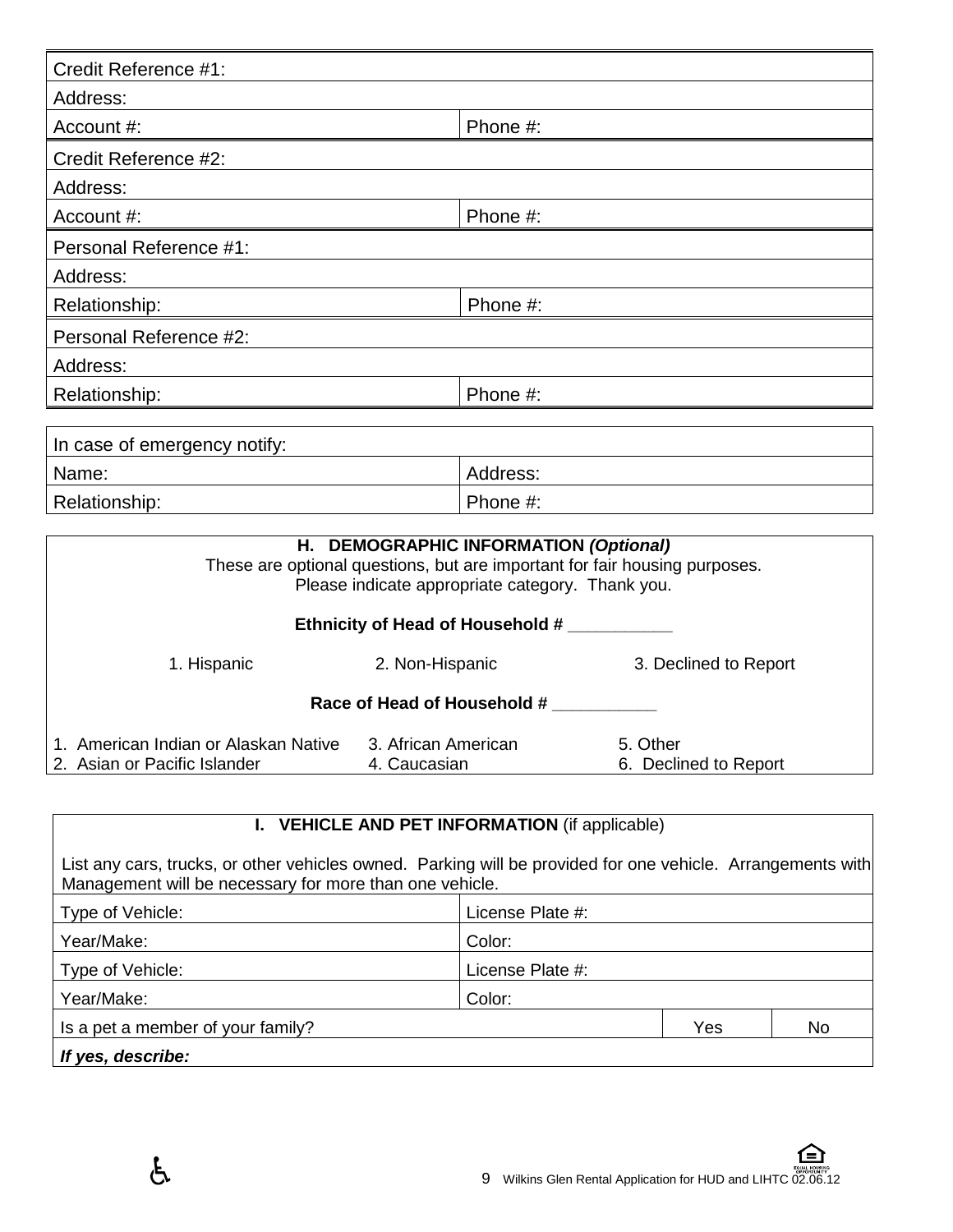| Credit Reference #1: | |
|---|---|
| Address: | |
| Account #: | Phone #: |

| Credit Reference #2: | |
|---|---|
| Address: | |
| Account #: | Phone #: |

| Personal Reference #1: | |
|---|---|
| Address: | |
| Relationship: | Phone #: |

| Personal Reference #2: | |
|---|---|
| Address: | |
| Relationship: | Phone #: |

| In case of emergency notify: | |
|---|---|
| Name: | Address: |
| Relationship: | Phone #: |

## H. DEMOGRAPHIC INFORMATION *(Optional)*

These are optional questions, but are important for fair housing purposes.
Please indicate appropriate category. Thank you.

**Ethnicity of Head of Household # ___________**

1. Hispanic
2. Non-Hispanic
3. Declined to Report

**Race of Head of Household # ___________**

1. American Indian or Alaskan Native
2. Asian or Pacific Islander
3. African American
4. Caucasian
5. Other
6. Declined to Report

## I. VEHICLE AND PET INFORMATION (if applicable)

List any cars, trucks, or other vehicles owned. Parking will be provided for one vehicle. Arrangements with Management will be necessary for more than one vehicle.

| Type of Vehicle: | License Plate #: | | |
|---|---|---|---|
| Year/Make: | Color: | | |
| Type of Vehicle: | License Plate #: | | |
| Year/Make: | Color: | | |
| Is a pet a member of your family? | | Yes | No |
| ***If yes, describe:*** | | | |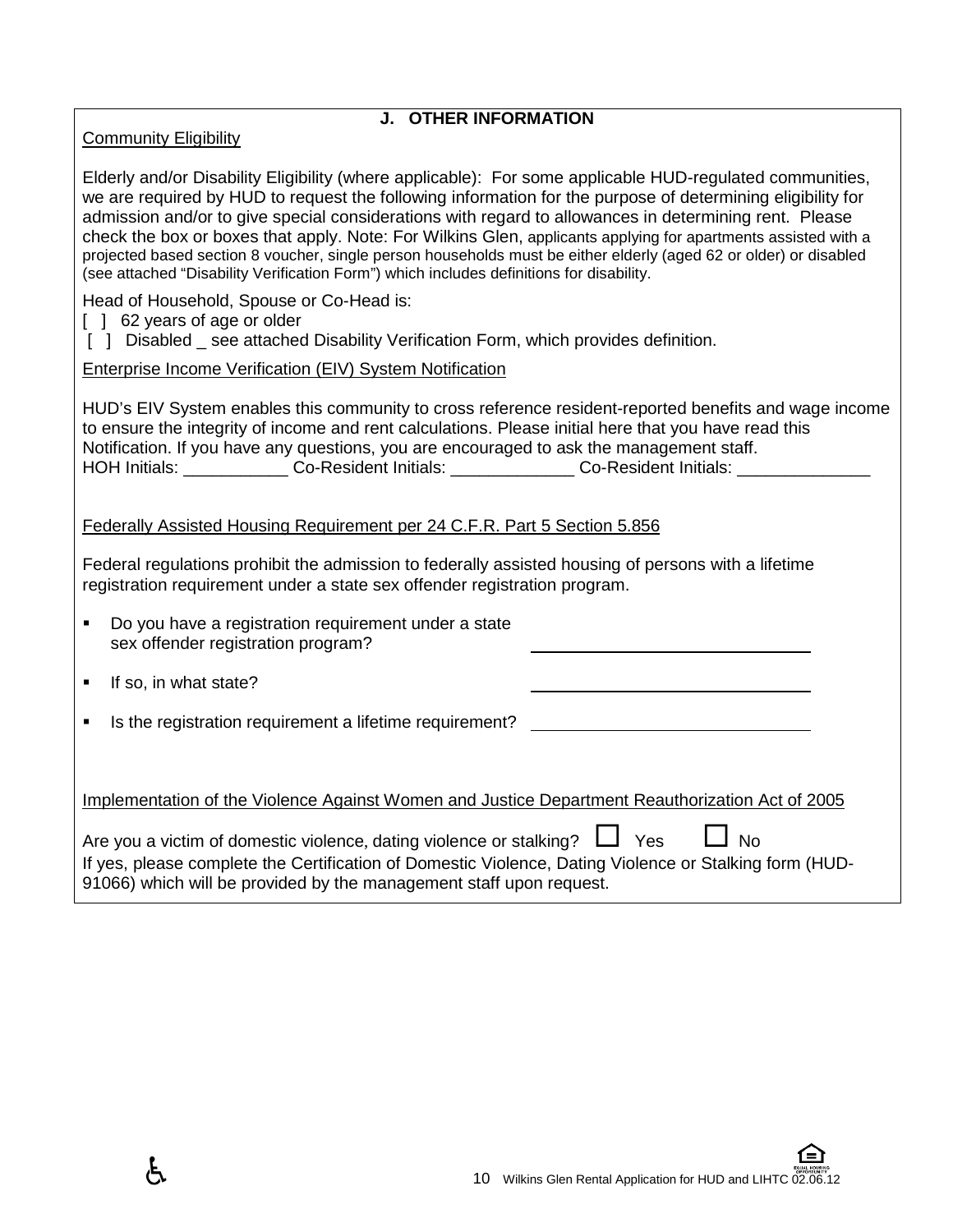## J. OTHER INFORMATION

Community Eligibility

Elderly and/or Disability Eligibility (where applicable): For some applicable HUD-regulated communities, we are required by HUD to request the following information for the purpose of determining eligibility for admission and/or to give special considerations with regard to allowances in determining rent. Please check the box or boxes that apply. Note: For Wilkins Glen, applicants applying for apartments assisted with a projected based section 8 voucher, single person households must be either elderly (aged 62 or older) or disabled (see attached "Disability Verification Form") which includes definitions for disability.

Head of Household, Spouse or Co-Head is:

[ ] 62 years of age or older

[ ] Disabled _ see attached Disability Verification Form, which provides definition.

Enterprise Income Verification (EIV) System Notification

HUD's EIV System enables this community to cross reference resident-reported benefits and wage income to ensure the integrity of income and rent calculations. Please initial here that you have read this Notification. If you have any questions, you are encouraged to ask the management staff.

HOH Initials: ___________ Co-Resident Initials: _____________ Co-Resident Initials: ______________

Federally Assisted Housing Requirement per 24 C.F.R. Part 5 Section 5.856

Federal regulations prohibit the admission to federally assisted housing of persons with a lifetime registration requirement under a state sex offender registration program.

- Do you have a registration requirement under a state sex offender registration program? ______________________________
- If so, in what state? ______________________________
- Is the registration requirement a lifetime requirement? ______________________________

Implementation of the Violence Against Women and Justice Department Reauthorization Act of 2005

Are you a victim of domestic violence, dating violence or stalking? ☐ Yes ☐ No

If yes, please complete the Certification of Domestic Violence, Dating Violence or Stalking form (HUD-91066) which will be provided by the management staff upon request.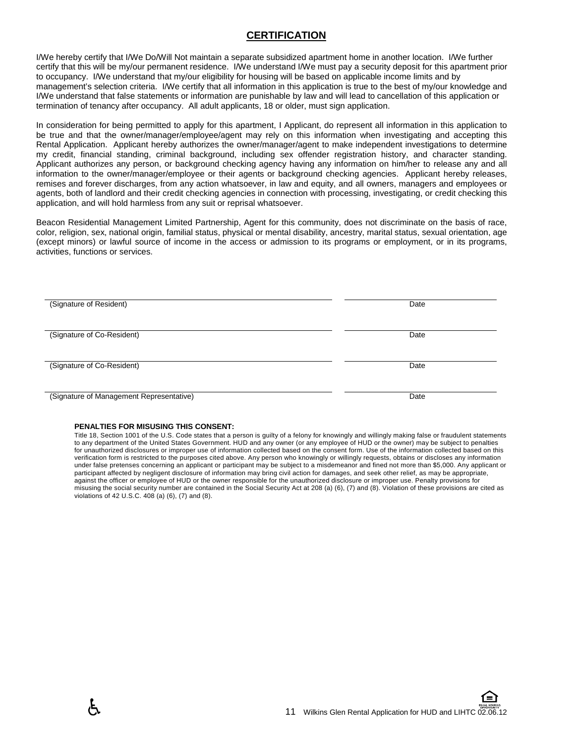## CERTIFICATION

I/We hereby certify that I/We Do/Will Not maintain a separate subsidized apartment home in another location. I/We further certify that this will be my/our permanent residence. I/We understand I/We must pay a security deposit for this apartment prior to occupancy. I/We understand that my/our eligibility for housing will be based on applicable income limits and by management's selection criteria. I/We certify that all information in this application is true to the best of my/our knowledge and I/We understand that false statements or information are punishable by law and will lead to cancellation of this application or termination of tenancy after occupancy. All adult applicants, 18 or older, must sign application.

In consideration for being permitted to apply for this apartment, I Applicant, do represent all information in this application to be true and that the owner/manager/employee/agent may rely on this information when investigating and accepting this Rental Application. Applicant hereby authorizes the owner/manager/agent to make independent investigations to determine my credit, financial standing, criminal background, including sex offender registration history, and character standing. Applicant authorizes any person, or background checking agency having any information on him/her to release any and all information to the owner/manager/employee or their agents or background checking agencies. Applicant hereby releases, remises and forever discharges, from any action whatsoever, in law and equity, and all owners, managers and employees or agents, both of landlord and their credit checking agencies in connection with processing, investigating, or credit checking this application, and will hold harmless from any suit or reprisal whatsoever.

Beacon Residential Management Limited Partnership, Agent for this community, does not discriminate on the basis of race, color, religion, sex, national origin, familial status, physical or mental disability, ancestry, marital status, sexual orientation, age (except minors) or lawful source of income in the access or admission to its programs or employment, or in its programs, activities, functions or services.

| | |
|---|---|
| (Signature of Resident) | Date |
| (Signature of Co-Resident) | Date |
| (Signature of Co-Resident) | Date |
| (Signature of Management Representative) | Date |

**PENALTIES FOR MISUSING THIS CONSENT:**

Title 18, Section 1001 of the U.S. Code states that a person is guilty of a felony for knowingly and willingly making false or fraudulent statements to any department of the United States Government. HUD and any owner (or any employee of HUD or the owner) may be subject to penalties for unauthorized disclosures or improper use of information collected based on the consent form. Use of the information collected based on this verification form is restricted to the purposes cited above. Any person who knowingly or willingly requests, obtains or discloses any information under false pretenses concerning an applicant or participant may be subject to a misdemeanor and fined not more than $5,000. Any applicant or participant affected by negligent disclosure of information may bring civil action for damages, and seek other relief, as may be appropriate, against the officer or employee of HUD or the owner responsible for the unauthorized disclosure or improper use. Penalty provisions for misusing the social security number are contained in the Social Security Act at 208 (a) (6), (7) and (8). Violation of these provisions are cited as violations of 42 U.S.C. 408 (a) (6), (7) and (8).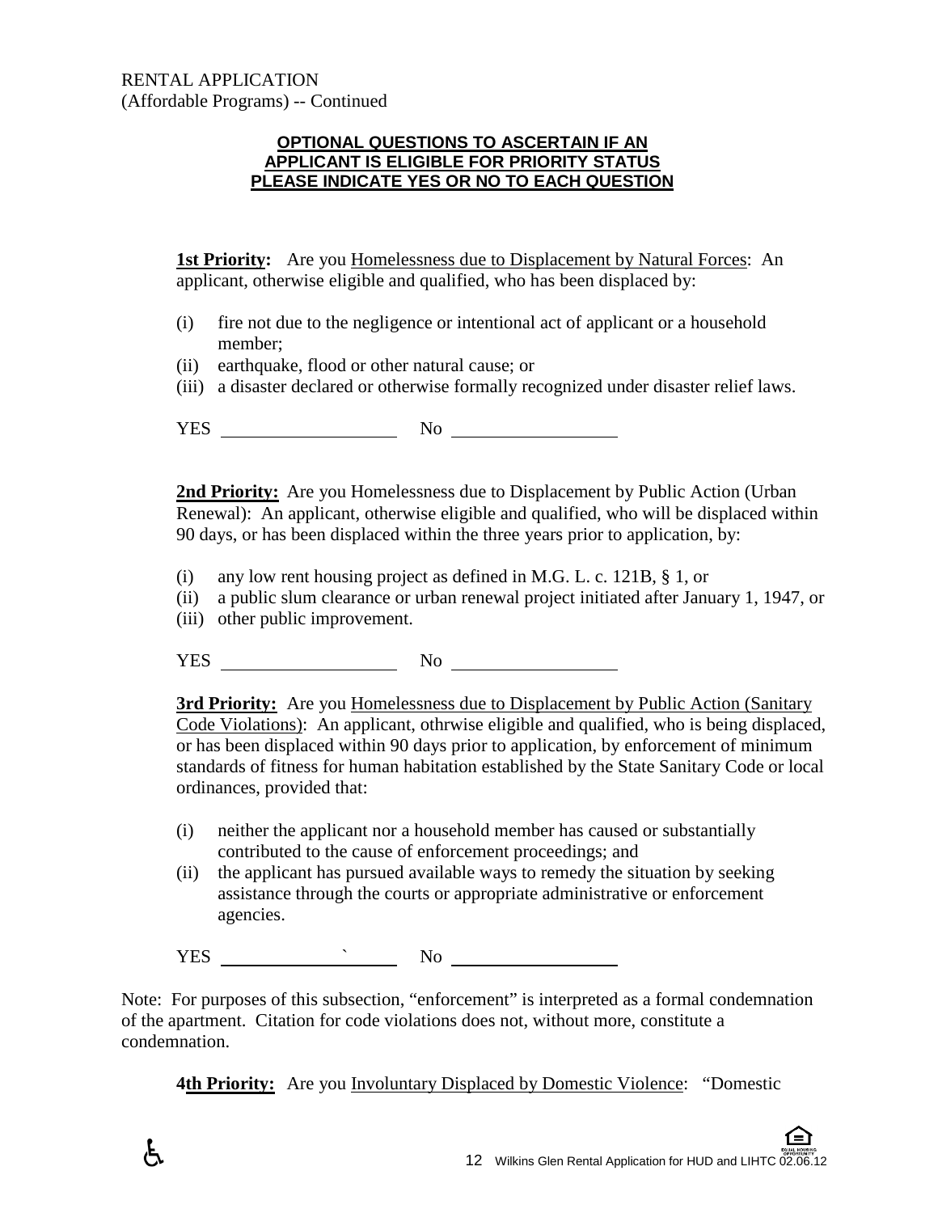RENTAL APPLICATION
(Affordable Programs) -- Continued

**OPTIONAL QUESTIONS TO ASCERTAIN IF AN APPLICANT IS ELIGIBLE FOR PRIORITY STATUS PLEASE INDICATE YES OR NO TO EACH QUESTION**

**1st Priority:** Are you Homelessness due to Displacement by Natural Forces: An applicant, otherwise eligible and qualified, who has been displaced by:

(i) fire not due to the negligence or intentional act of applicant or a household member;
(ii) earthquake, flood or other natural cause; or
(iii) a disaster declared or otherwise formally recognized under disaster relief laws.

YES ____________________ No ____________________

**2nd Priority:** Are you Homelessness due to Displacement by Public Action (Urban Renewal): An applicant, otherwise eligible and qualified, who will be displaced within 90 days, or has been displaced within the three years prior to application, by:

(i) any low rent housing project as defined in M.G. L. c. 121B, § 1, or
(ii) a public slum clearance or urban renewal project initiated after January 1, 1947, or
(iii) other public improvement.

YES ____________________ No ____________________

**3rd Priority:** Are you Homelessness due to Displacement by Public Action (Sanitary Code Violations): An applicant, othrwise eligible and qualified, who is being displaced, or has been displaced within 90 days prior to application, by enforcement of minimum standards of fitness for human habitation established by the State Sanitary Code or local ordinances, provided that:

(i) neither the applicant nor a household member has caused or substantially contributed to the cause of enforcement proceedings; and
(ii) the applicant has pursued available ways to remedy the situation by seeking assistance through the courts or appropriate administrative or enforcement agencies.

YES ____________________ No ____________________

Note: For purposes of this subsection, "enforcement" is interpreted as a formal condemnation of the apartment. Citation for code violations does not, without more, constitute a condemnation.

**4th Priority:** Are you Involuntary Displaced by Domestic Violence: "Domestic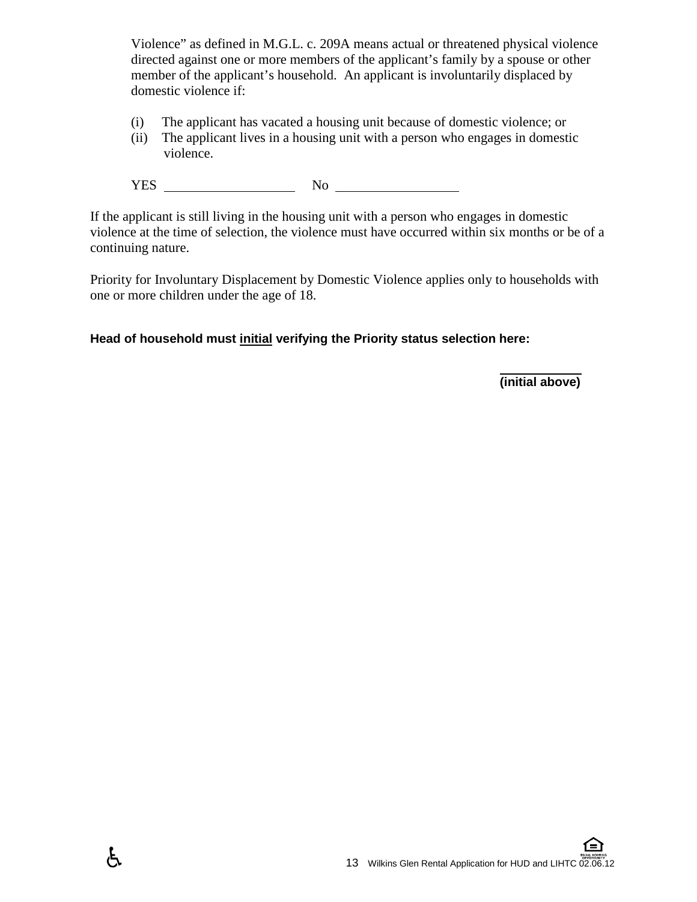Violence" as defined in M.G.L. c. 209A means actual or threatened physical violence directed against one or more members of the applicant's family by a spouse or other member of the applicant's household. An applicant is involuntarily displaced by domestic violence if:

(i) The applicant has vacated a housing unit because of domestic violence; or
(ii) The applicant lives in a housing unit with a person who engages in domestic violence.

YES ___________________ No ___________________

If the applicant is still living in the housing unit with a person who engages in domestic violence at the time of selection, the violence must have occurred within six months or be of a continuing nature.

Priority for Involuntary Displacement by Domestic Violence applies only to households with one or more children under the age of 18.

**Head of household must <u>initial</u> verifying the Priority status selection here:**

___________
**(initial above)**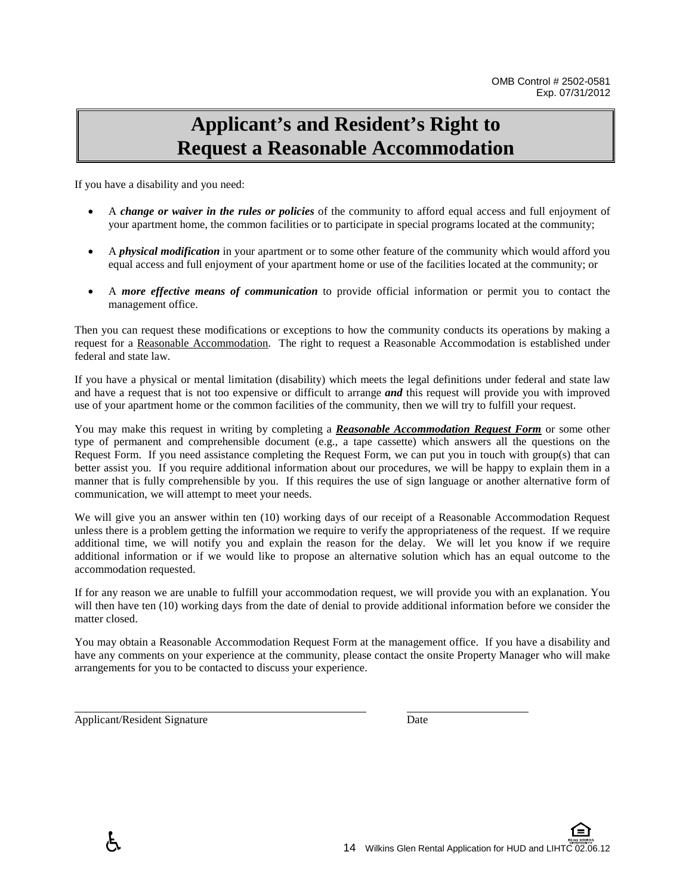OMB Control # 2502-0581
Exp. 07/31/2012

# Applicant's and Resident's Right to Request a Reasonable Accommodation

If you have a disability and you need:

- A ***change or waiver in the rules or policies*** of the community to afford equal access and full enjoyment of your apartment home, the common facilities or to participate in special programs located at the community;
- A ***physical modification*** in your apartment or to some other feature of the community which would afford you equal access and full enjoyment of your apartment home or use of the facilities located at the community; or
- A ***more effective means of communication*** to provide official information or permit you to contact the management office.

Then you can request these modifications or exceptions to how the community conducts its operations by making a request for a <u>Reasonable Accommodation</u>. The right to request a Reasonable Accommodation is established under federal and state law.

If you have a physical or mental limitation (disability) which meets the legal definitions under federal and state law and have a request that is not too expensive or difficult to arrange ***and*** this request will provide you with improved use of your apartment home or the common facilities of the community, then we will try to fulfill your request.

You may make this request in writing by completing a ***<u>Reasonable Accommodation Request Form</u>*** or some other type of permanent and comprehensible document (e.g., a tape cassette) which answers all the questions on the Request Form. If you need assistance completing the Request Form, we can put you in touch with group(s) that can better assist you. If you require additional information about our procedures, we will be happy to explain them in a manner that is fully comprehensible by you. If this requires the use of sign language or another alternative form of communication, we will attempt to meet your needs.

We will give you an answer within ten (10) working days of our receipt of a Reasonable Accommodation Request unless there is a problem getting the information we require to verify the appropriateness of the request. If we require additional time, we will notify you and explain the reason for the delay. We will let you know if we require additional information or if we would like to propose an alternative solution which has an equal outcome to the accommodation requested.

If for any reason we are unable to fulfill your accommodation request, we will provide you with an explanation. You will then have ten (10) working days from the date of denial to provide additional information before we consider the matter closed.

You may obtain a Reasonable Accommodation Request Form at the management office. If you have a disability and have any comments on your experience at the community, please contact the onsite Property Manager who will make arrangements for you to be contacted to discuss your experience.

\_\_\_\_\_\_\_\_\_\_\_\_\_\_\_\_\_\_\_\_\_\_\_\_\_\_\_\_\_\_\_\_\_\_\_\_\_\_\_\_ \_\_\_\_\_\_\_\_\_\_\_\_\_\_\_\_\_\_\_\_
Applicant/Resident Signature Date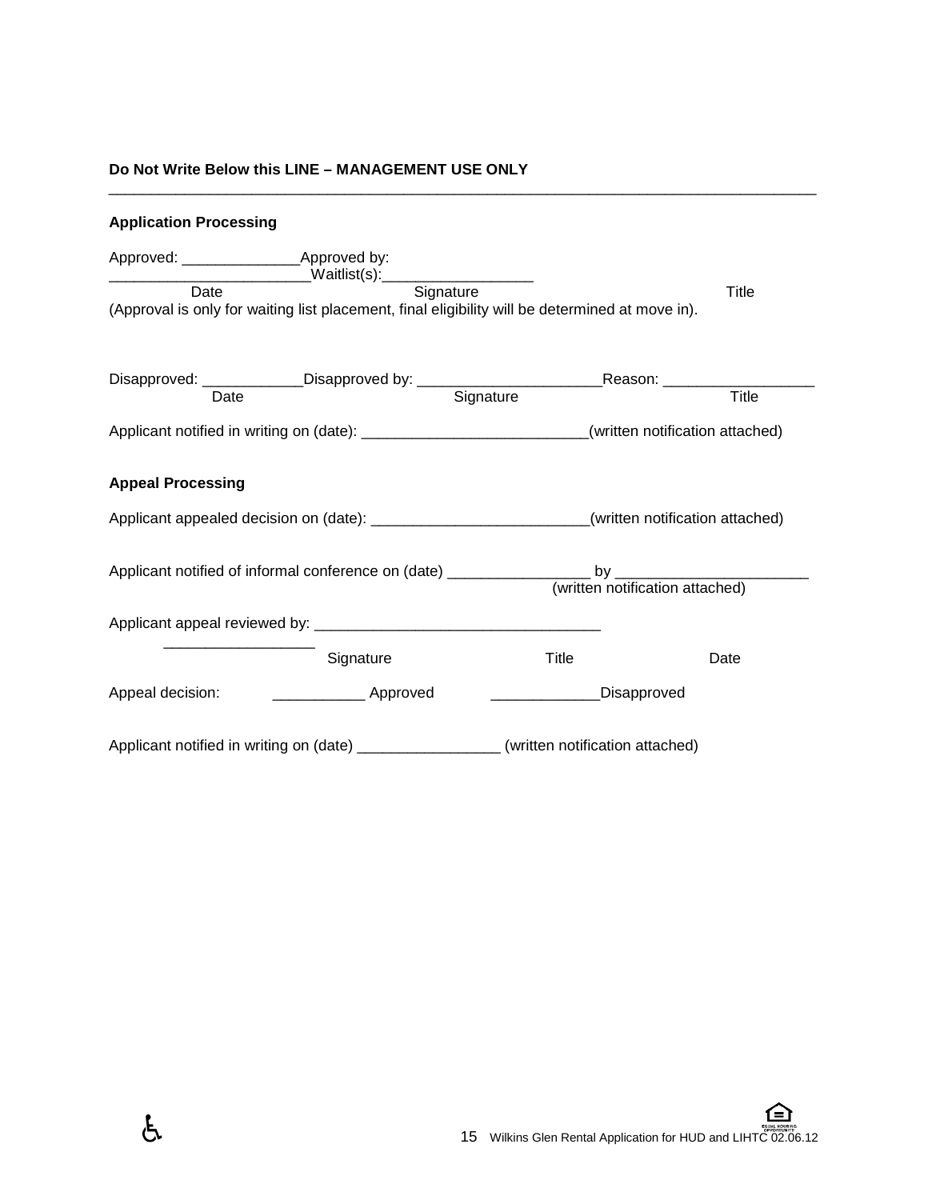**Do Not Write Below this LINE – MANAGEMENT USE ONLY**

---

**Application Processing**

Approved: ______________Approved by: ________________________Waitlist(s):__________________
Date Signature Title
(Approval is only for waiting list placement, final eligibility will be determined at move in).

Disapproved: ____________Disapproved by: ______________________Reason: __________________
Date Signature Title

Applicant notified in writing on (date): ___________________________(written notification attached)

**Appeal Processing**

Applicant appealed decision on (date): _________________________(written notification attached)

Applicant notified of informal conference on (date) _________________ by _______________________
(written notification attached)

Applicant appeal reviewed by: __________________________________ __________________
Signature Title Date

Appeal decision: ___________ Approved _____________Disapproved

Applicant notified in writing on (date) _________________ (written notification attached)